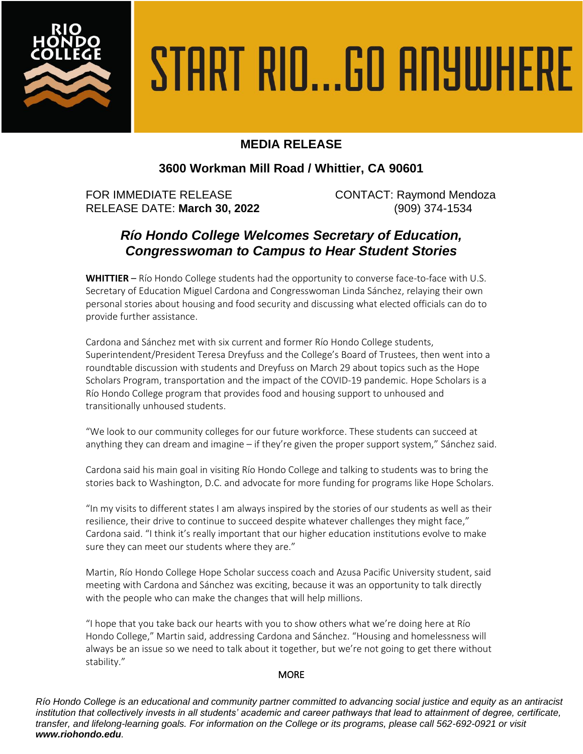RIO HONDO COLLEGE

# START RIO...GO ANYWHERE

## MEDIA RELEASE

### 3600 Workman Mill Road / Whittier, CA 90601

FOR IMMEDIATE RELEASE
RELEASE DATE: **March 30, 2022**

CONTACT: Raymond Mendoza
(909) 374-1534

## *Río Hondo College Welcomes Secretary of Education, Congresswoman to Campus to Hear Student Stories*

**WHITTIER** – Río Hondo College students had the opportunity to converse face-to-face with U.S. Secretary of Education Miguel Cardona and Congresswoman Linda Sánchez, relaying their own personal stories about housing and food security and discussing what elected officials can do to provide further assistance.

Cardona and Sánchez met with six current and former Río Hondo College students, Superintendent/President Teresa Dreyfuss and the College's Board of Trustees, then went into a roundtable discussion with students and Dreyfuss on March 29 about topics such as the Hope Scholars Program, transportation and the impact of the COVID-19 pandemic. Hope Scholars is a Río Hondo College program that provides food and housing support to unhoused and transitionally unhoused students.

"We look to our community colleges for our future workforce. These students can succeed at anything they can dream and imagine – if they're given the proper support system," Sánchez said.

Cardona said his main goal in visiting Río Hondo College and talking to students was to bring the stories back to Washington, D.C. and advocate for more funding for programs like Hope Scholars.

"In my visits to different states I am always inspired by the stories of our students as well as their resilience, their drive to continue to succeed despite whatever challenges they might face," Cardona said. "I think it's really important that our higher education institutions evolve to make sure they can meet our students where they are."

Martin, Río Hondo College Hope Scholar success coach and Azusa Pacific University student, said meeting with Cardona and Sánchez was exciting, because it was an opportunity to talk directly with the people who can make the changes that will help millions.

"I hope that you take back our hearts with you to show others what we're doing here at Río Hondo College," Martin said, addressing Cardona and Sánchez. "Housing and homelessness will always be an issue so we need to talk about it together, but we're not going to get there without stability."

MORE

*Río Hondo College is an educational and community partner committed to advancing social justice and equity as an antiracist institution that collectively invests in all students' academic and career pathways that lead to attainment of degree, certificate, transfer, and lifelong-learning goals. For information on the College or its programs, please call 562-692-0921 or visit **www.riohondo.edu**.*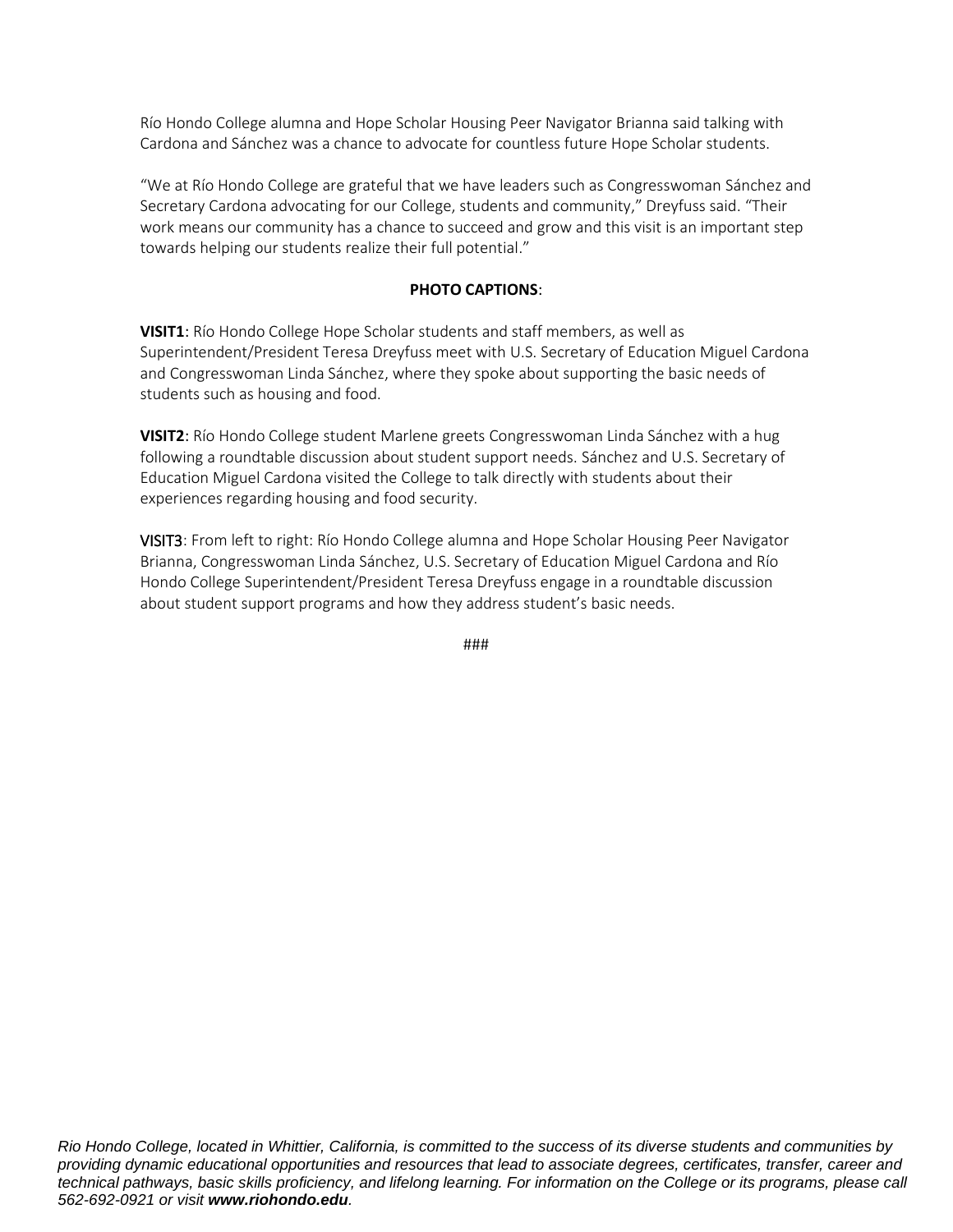Río Hondo College alumna and Hope Scholar Housing Peer Navigator Brianna said talking with Cardona and Sánchez was a chance to advocate for countless future Hope Scholar students.

"We at Río Hondo College are grateful that we have leaders such as Congresswoman Sánchez and Secretary Cardona advocating for our College, students and community," Dreyfuss said. "Their work means our community has a chance to succeed and grow and this visit is an important step towards helping our students realize their full potential."

**PHOTO CAPTIONS**:

**VISIT1**: Río Hondo College Hope Scholar students and staff members, as well as Superintendent/President Teresa Dreyfuss meet with U.S. Secretary of Education Miguel Cardona and Congresswoman Linda Sánchez, where they spoke about supporting the basic needs of students such as housing and food.

**VISIT2**: Río Hondo College student Marlene greets Congresswoman Linda Sánchez with a hug following a roundtable discussion about student support needs. Sánchez and U.S. Secretary of Education Miguel Cardona visited the College to talk directly with students about their experiences regarding housing and food security.

**VISIT3**: From left to right: Río Hondo College alumna and Hope Scholar Housing Peer Navigator Brianna, Congresswoman Linda Sánchez, U.S. Secretary of Education Miguel Cardona and Río Hondo College Superintendent/President Teresa Dreyfuss engage in a roundtable discussion about student support programs and how they address student's basic needs.

###

*Rio Hondo College, located in Whittier, California, is committed to the success of its diverse students and communities by providing dynamic educational opportunities and resources that lead to associate degrees, certificates, transfer, career and technical pathways, basic skills proficiency, and lifelong learning. For information on the College or its programs, please call 562-692-0921 or visit **www.riohondo.edu**.*